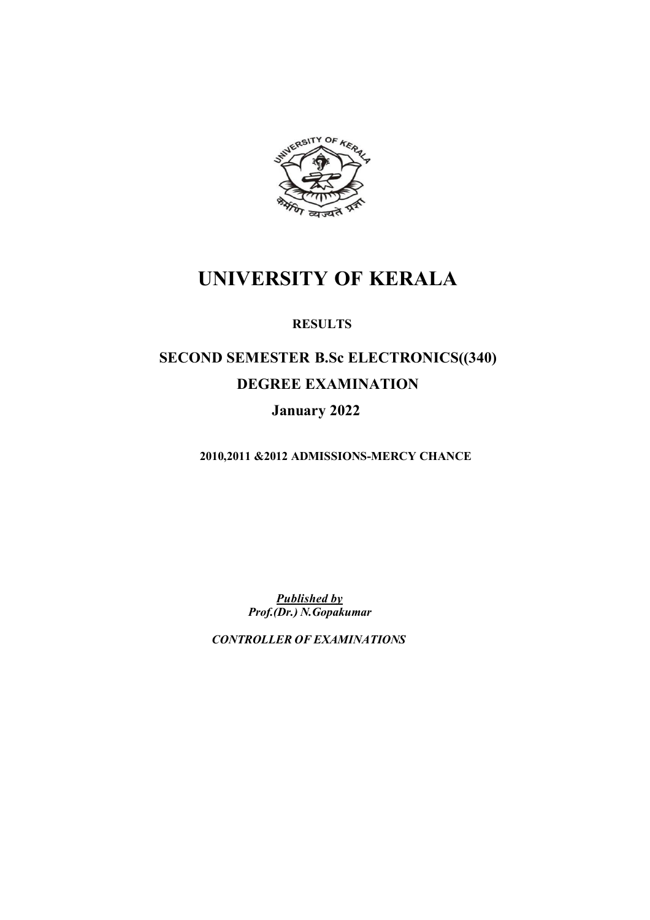# UNIVERSITY OF KERALA

**RESULTS**

## SECOND SEMESTER B.Sc ELECTRONICS((340)

## DEGREE EXAMINATION

## January 2022

**2010,2011 &2012 ADMISSIONS-MERCY CHANCE**

***Published by***
***Prof.(Dr.) N.Gopakumar***

***CONTROLLER OF EXAMINATIONS***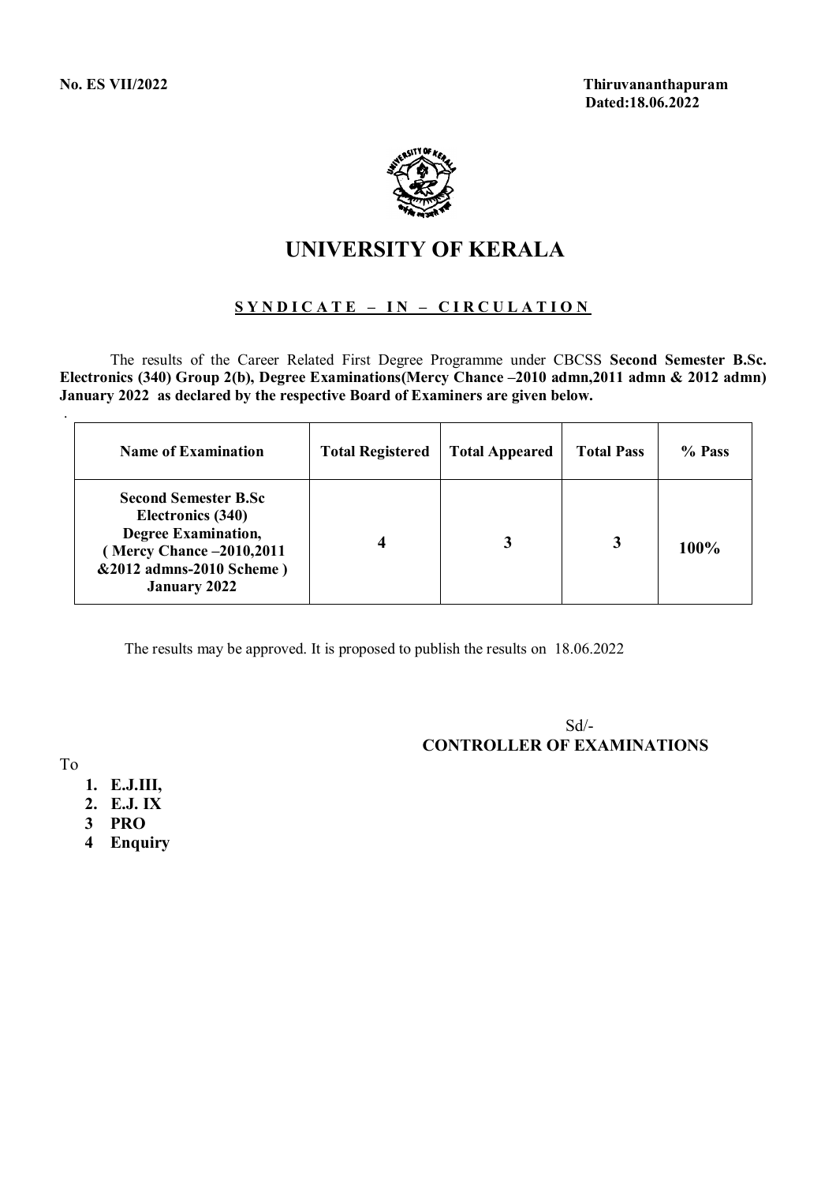**No. ES VII/2022**

**Thiruvananthapuram**
**Dated:18.06.2022**

# UNIVERSITY OF KERALA

## S Y N D I C A T E – I N – C I R C U L A T I O N

The results of the Career Related First Degree Programme under CBCSS **Second Semester B.Sc. Electronics (340) Group 2(b), Degree Examinations(Mercy Chance –2010 admn,2011 admn & 2012 admn) January 2022 as declared by the respective Board of Examiners are given below.**

| Name of Examination | Total Registered | Total Appeared | Total Pass | % Pass |
|---|---|---|---|---|
| **Second Semester B.Sc Electronics (340) Degree Examination, ( Mercy Chance –2010,2011 &2012 admns-2010 Scheme ) January 2022** | **4** | **3** | **3** | **100%** |

The results may be approved. It is proposed to publish the results on 18.06.2022

Sd/-
**CONTROLLER OF EXAMINATIONS**

To

1. **E.J.III,**
2. **E.J. IX**
3. **PRO**
4. **Enquiry**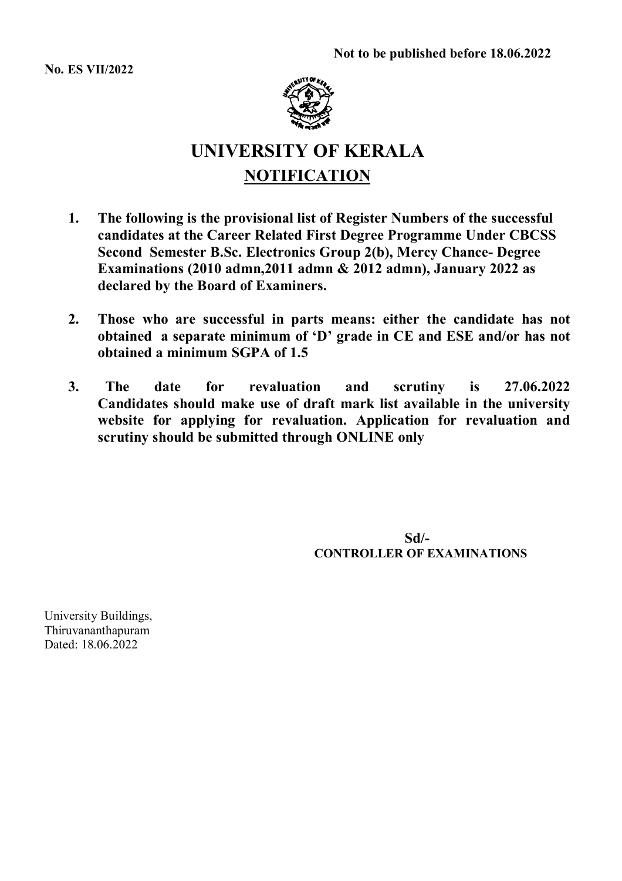**Not to be published before 18.06.2022**

**No. ES VII/2022**

# UNIVERSITY OF KERALA

## NOTIFICATION

1. **The following is the provisional list of Register Numbers of the successful candidates at the Career Related First Degree Programme Under CBCSS Second Semester B.Sc. Electronics Group 2(b), Mercy Chance- Degree Examinations (2010 admn,2011 admn & 2012 admn), January 2022 as declared by the Board of Examiners.**

2. **Those who are successful in parts means: either the candidate has not obtained a separate minimum of 'D' grade in CE and ESE and/or has not obtained a minimum SGPA of 1.5**

3. **The date for revaluation and scrutiny is 27.06.2022 Candidates should make use of draft mark list available in the university website for applying for revaluation. Application for revaluation and scrutiny should be submitted through ONLINE only**

**Sd/-**
**CONTROLLER OF EXAMINATIONS**

University Buildings,
Thiruvananthapuram
Dated: 18.06.2022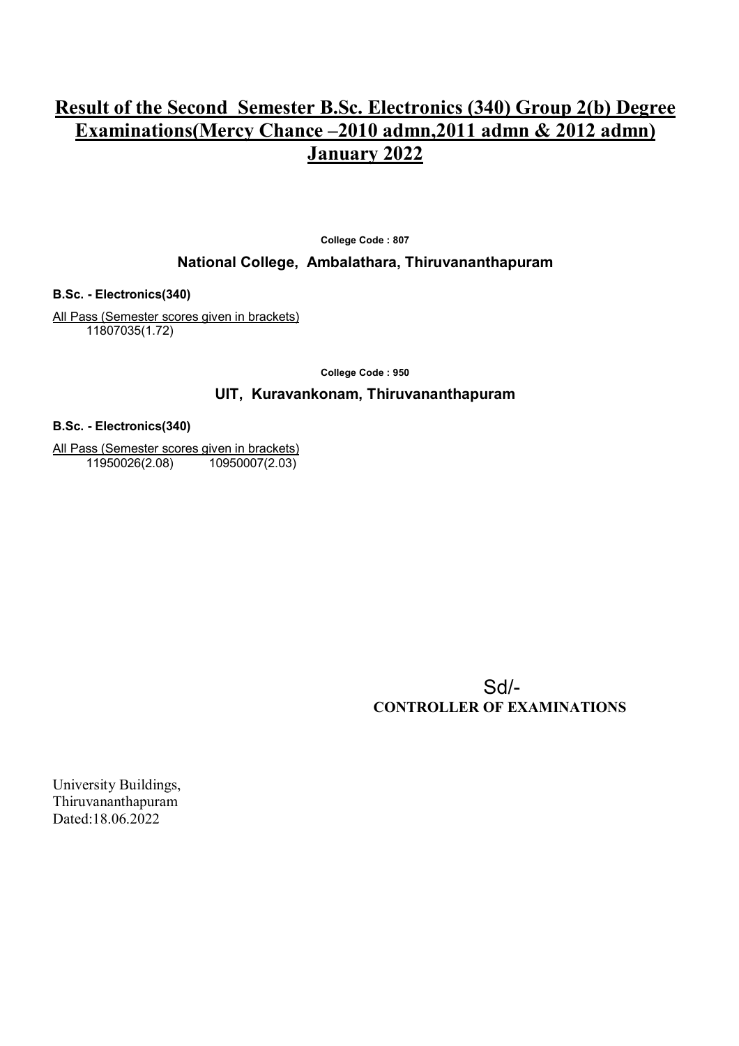# Result of the Second Semester B.Sc. Electronics (340) Group 2(b) Degree Examinations(Mercy Chance –2010 admn,2011 admn & 2012 admn) January 2022

**College Code : 807**

### National College, Ambalathara, Thiruvananthapuram

**B.Sc. - Electronics(340)**

All Pass (Semester scores given in brackets)

11807035(1.72)

**College Code : 950**

### UIT, Kuravankonam, Thiruvananthapuram

**B.Sc. - Electronics(340)**

All Pass (Semester scores given in brackets)

11950026(2.08) 10950007(2.03)

Sd/-

**CONTROLLER OF EXAMINATIONS**

University Buildings,
Thiruvananthapuram
Dated:18.06.2022